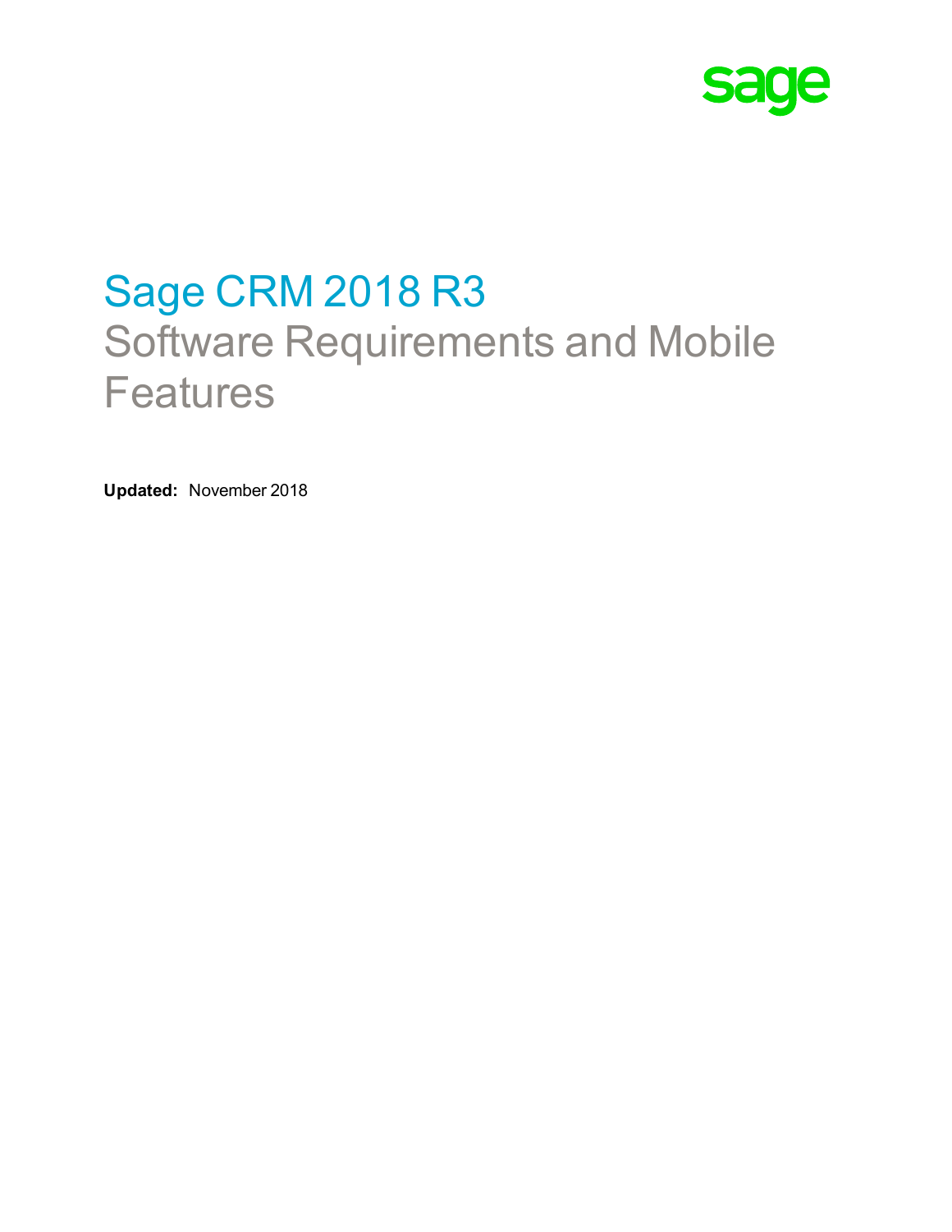sage

# Sage CRM 2018 R3

## Software Requirements and Mobile Features

**Updated:** November 2018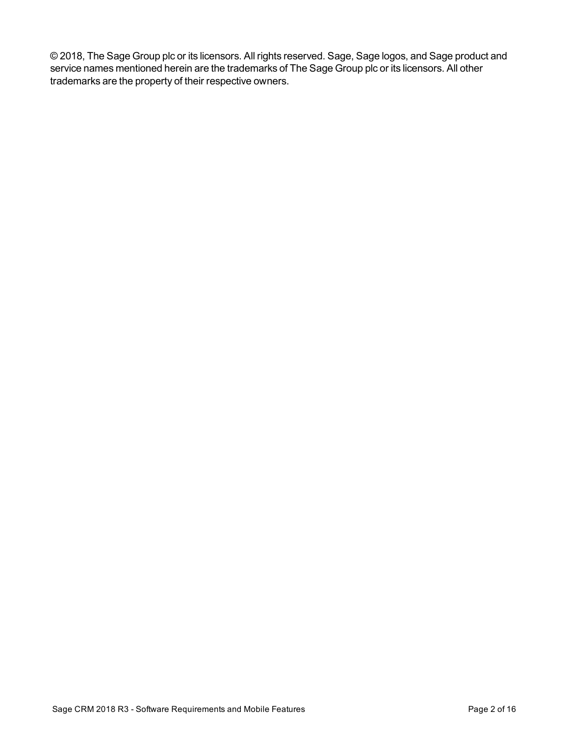© 2018, The Sage Group plc or its licensors. All rights reserved. Sage, Sage logos, and Sage product and service names mentioned herein are the trademarks of The Sage Group plc or its licensors. All other trademarks are the property of their respective owners.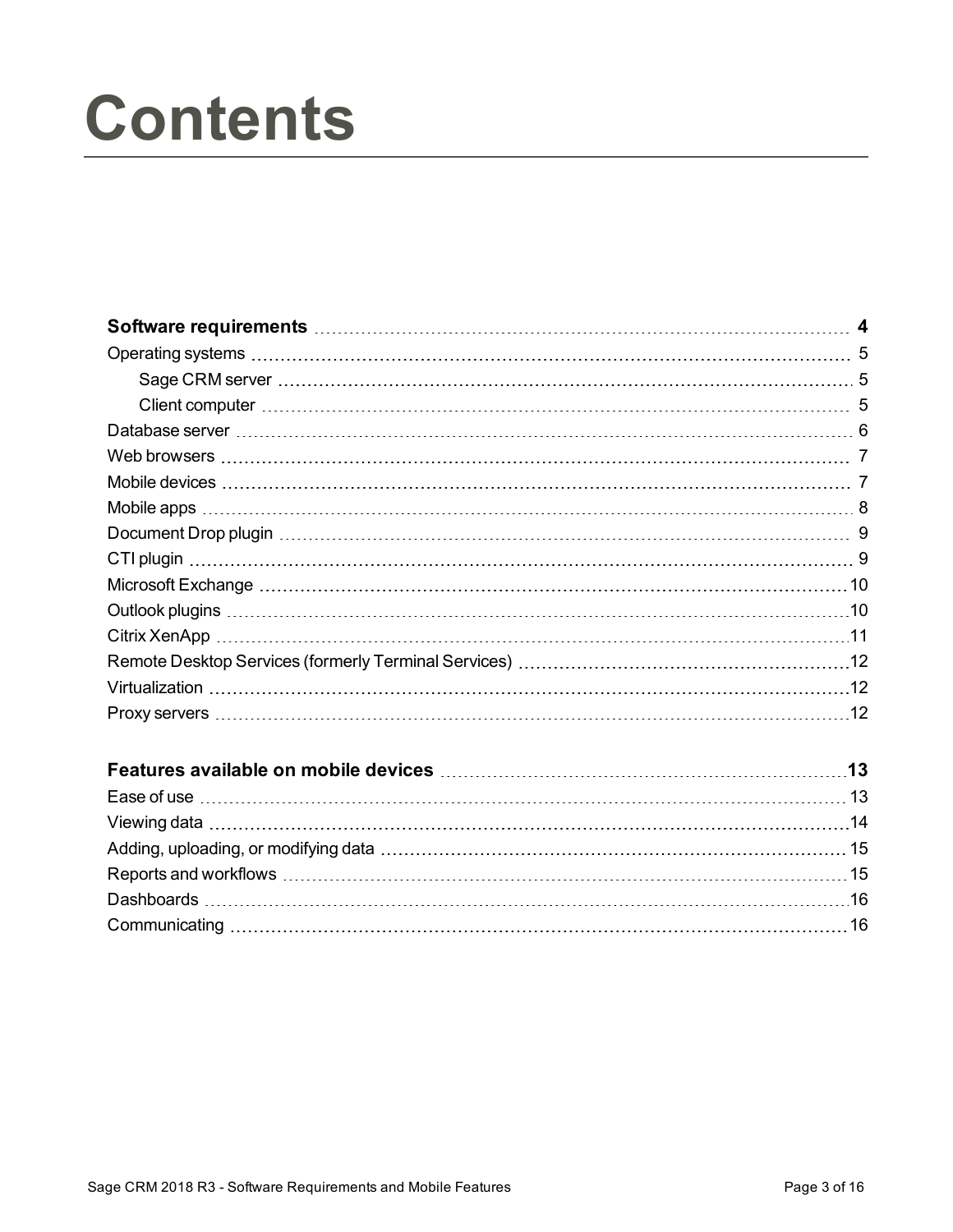# Contents

**Software requirements** 4

Operating systems 5

- Sage CRM server 5
- Client computer 5

Database server 6

Web browsers 7

Mobile devices 7

Mobile apps 8

Document Drop plugin 9

CTI plugin 9

Microsoft Exchange 10

Outlook plugins 10

Citrix XenApp 11

Remote Desktop Services (formerly Terminal Services) 12

Virtualization 12

Proxy servers 12

**Features available on mobile devices** 13

Ease of use 13

Viewing data 14

Adding, uploading, or modifying data 15

Reports and workflows 15

Dashboards 16

Communicating 16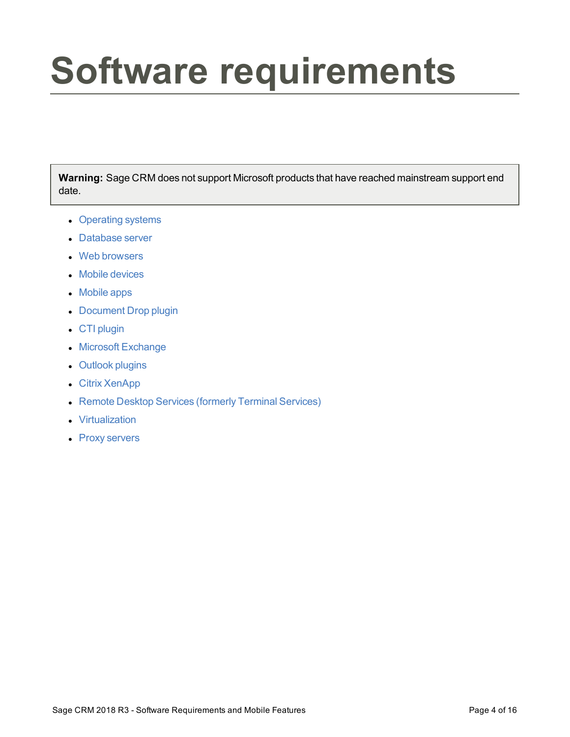# Software requirements

> **Warning:** Sage CRM does not support Microsoft products that have reached mainstream support end date.

- Operating systems
- Database server
- Web browsers
- Mobile devices
- Mobile apps
- Document Drop plugin
- CTI plugin
- Microsoft Exchange
- Outlook plugins
- Citrix XenApp
- Remote Desktop Services (formerly Terminal Services)
- Virtualization
- Proxy servers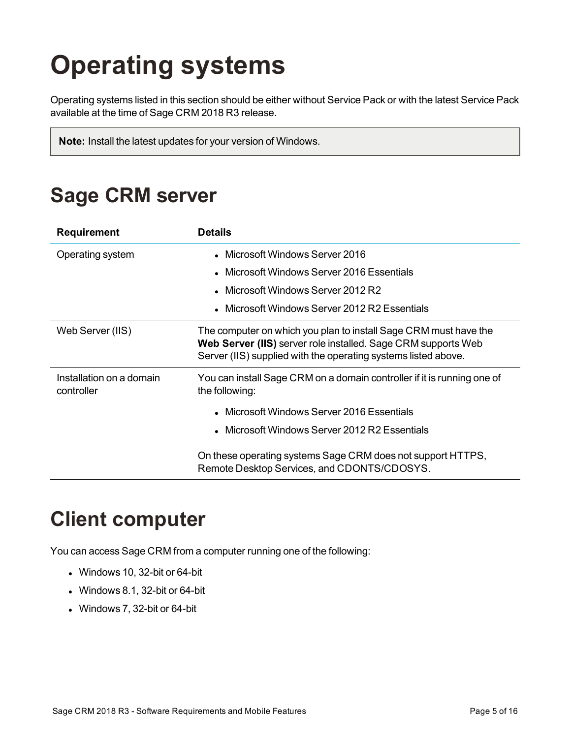# Operating systems

Operating systems listed in this section should be either without Service Pack or with the latest Service Pack available at the time of Sage CRM 2018 R3 release.

> **Note:** Install the latest updates for your version of Windows.

## Sage CRM server

| Requirement | Details |
| --- | --- |
| Operating system | • Microsoft Windows Server 2016<br>• Microsoft Windows Server 2016 Essentials<br>• Microsoft Windows Server 2012 R2<br>• Microsoft Windows Server 2012 R2 Essentials |
| Web Server (IIS) | The computer on which you plan to install Sage CRM must have the **Web Server (IIS)** server role installed. Sage CRM supports Web Server (IIS) supplied with the operating systems listed above. |
| Installation on a domain controller | You can install Sage CRM on a domain controller if it is running one of the following:<br>• Microsoft Windows Server 2016 Essentials<br>• Microsoft Windows Server 2012 R2 Essentials<br><br>On these operating systems Sage CRM does not support HTTPS, Remote Desktop Services, and CDONTS/CDOSYS. |

## Client computer

You can access Sage CRM from a computer running one of the following:

- Windows 10, 32-bit or 64-bit
- Windows 8.1, 32-bit or 64-bit
- Windows 7, 32-bit or 64-bit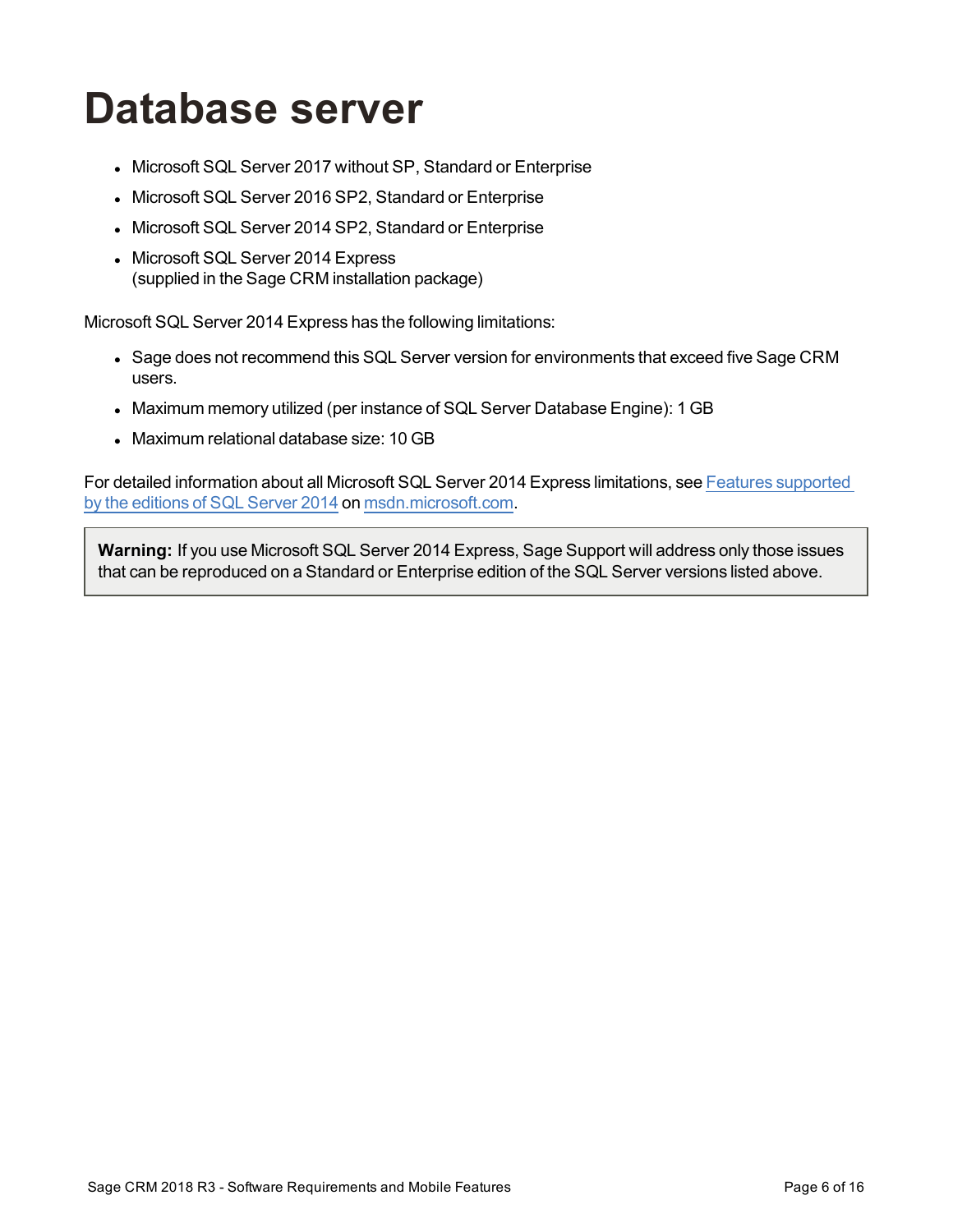# Database server

- Microsoft SQL Server 2017 without SP, Standard or Enterprise
- Microsoft SQL Server 2016 SP2, Standard or Enterprise
- Microsoft SQL Server 2014 SP2, Standard or Enterprise
- Microsoft SQL Server 2014 Express
  (supplied in the Sage CRM installation package)

Microsoft SQL Server 2014 Express has the following limitations:

- Sage does not recommend this SQL Server version for environments that exceed five Sage CRM users.
- Maximum memory utilized (per instance of SQL Server Database Engine): 1 GB
- Maximum relational database size: 10 GB

For detailed information about all Microsoft SQL Server 2014 Express limitations, see Features supported by the editions of SQL Server 2014 on msdn.microsoft.com.

> **Warning:** If you use Microsoft SQL Server 2014 Express, Sage Support will address only those issues that can be reproduced on a Standard or Enterprise edition of the SQL Server versions listed above.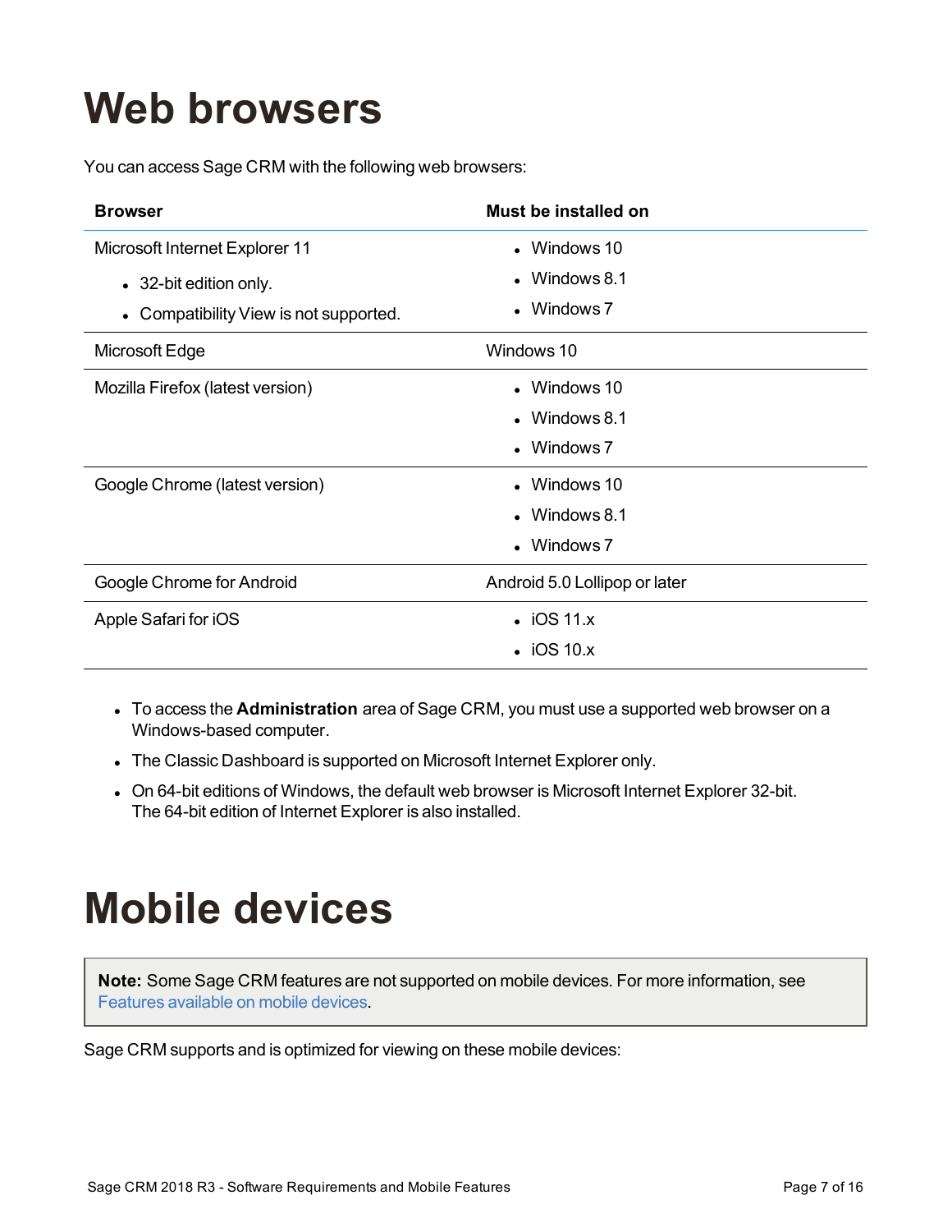# Web browsers

You can access Sage CRM with the following web browsers:

| Browser | Must be installed on |
| --- | --- |
| Microsoft Internet Explorer 11<br>• 32-bit edition only.<br>• Compatibility View is not supported. | • Windows 10<br>• Windows 8.1<br>• Windows 7 |
| Microsoft Edge | Windows 10 |
| Mozilla Firefox (latest version) | • Windows 10<br>• Windows 8.1<br>• Windows 7 |
| Google Chrome (latest version) | • Windows 10<br>• Windows 8.1<br>• Windows 7 |
| Google Chrome for Android | Android 5.0 Lollipop or later |
| Apple Safari for iOS | • iOS 11.x<br>• iOS 10.x |

- To access the **Administration** area of Sage CRM, you must use a supported web browser on a Windows-based computer.
- The Classic Dashboard is supported on Microsoft Internet Explorer only.
- On 64-bit editions of Windows, the default web browser is Microsoft Internet Explorer 32-bit. The 64-bit edition of Internet Explorer is also installed.

# Mobile devices

> **Note:** Some Sage CRM features are not supported on mobile devices. For more information, see Features available on mobile devices.

Sage CRM supports and is optimized for viewing on these mobile devices: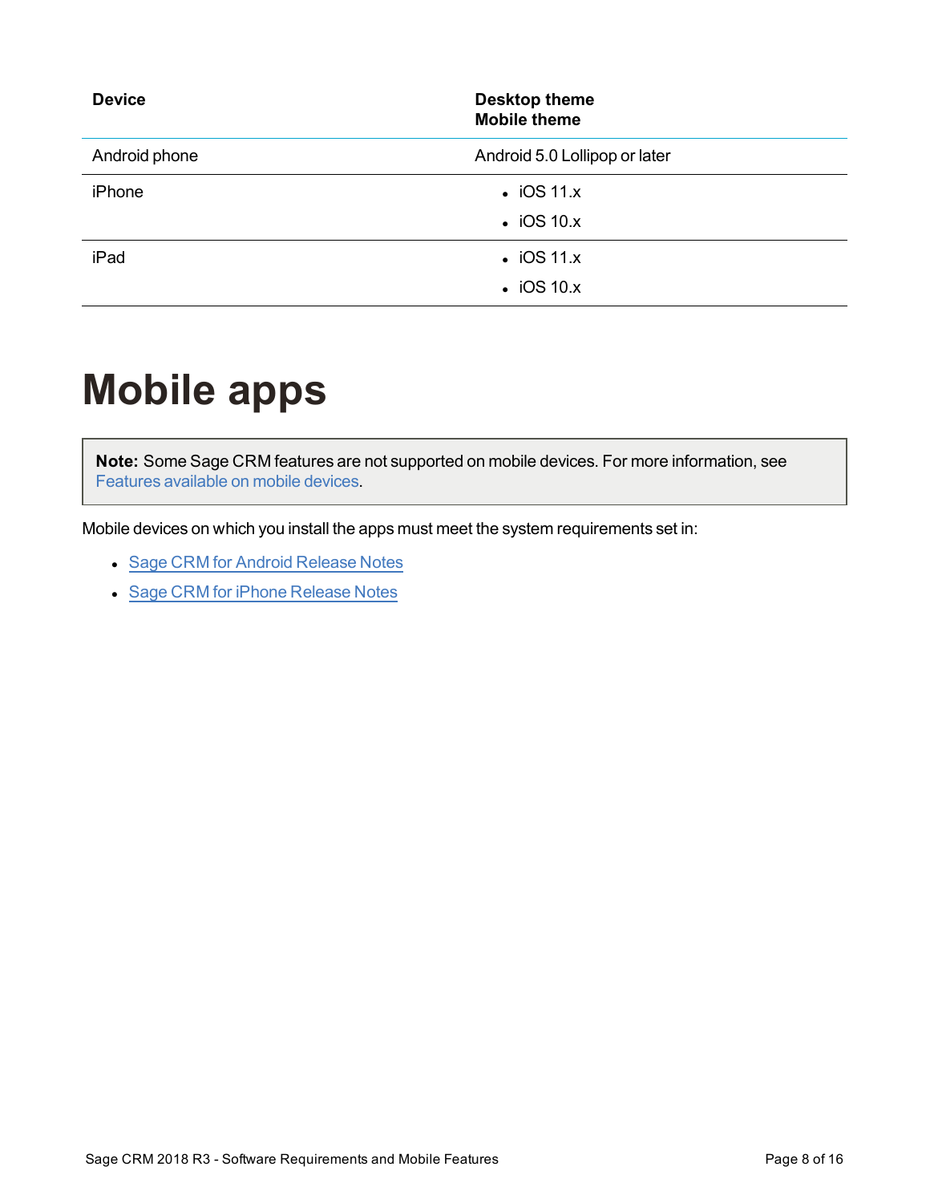| Device | Desktop theme<br>Mobile theme |
| --- | --- |
| Android phone | Android 5.0 Lollipop or later |
| iPhone | • iOS 11.x<br>• iOS 10.x |
| iPad | • iOS 11.x<br>• iOS 10.x |

# Mobile apps

> **Note:** Some Sage CRM features are not supported on mobile devices. For more information, see Features available on mobile devices.

Mobile devices on which you install the apps must meet the system requirements set in:

- Sage CRM for Android Release Notes
- Sage CRM for iPhone Release Notes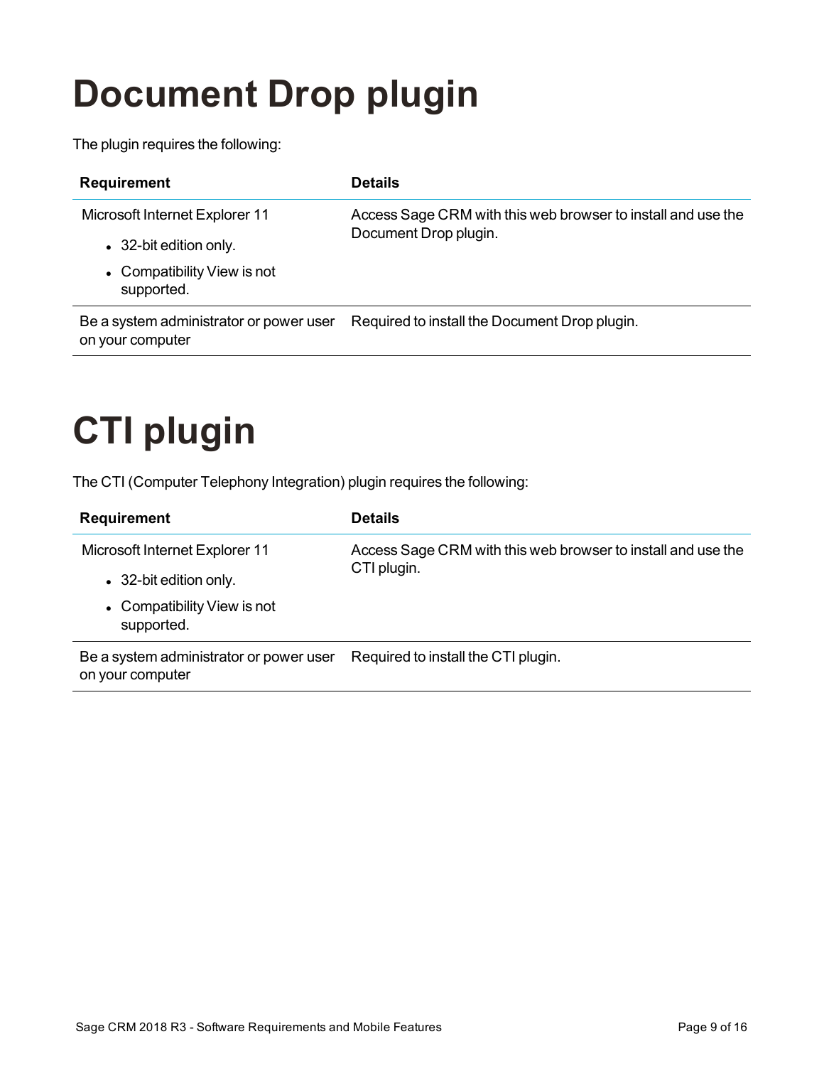# Document Drop plugin

The plugin requires the following:

| Requirement | Details |
| --- | --- |
| Microsoft Internet Explorer 11<br>• 32-bit edition only.<br>• Compatibility View is not supported. | Access Sage CRM with this web browser to install and use the Document Drop plugin. |
| Be a system administrator or power user on your computer | Required to install the Document Drop plugin. |

# CTI plugin

The CTI (Computer Telephony Integration) plugin requires the following:

| Requirement | Details |
| --- | --- |
| Microsoft Internet Explorer 11<br>• 32-bit edition only.<br>• Compatibility View is not supported. | Access Sage CRM with this web browser to install and use the CTI plugin. |
| Be a system administrator or power user on your computer | Required to install the CTI plugin. |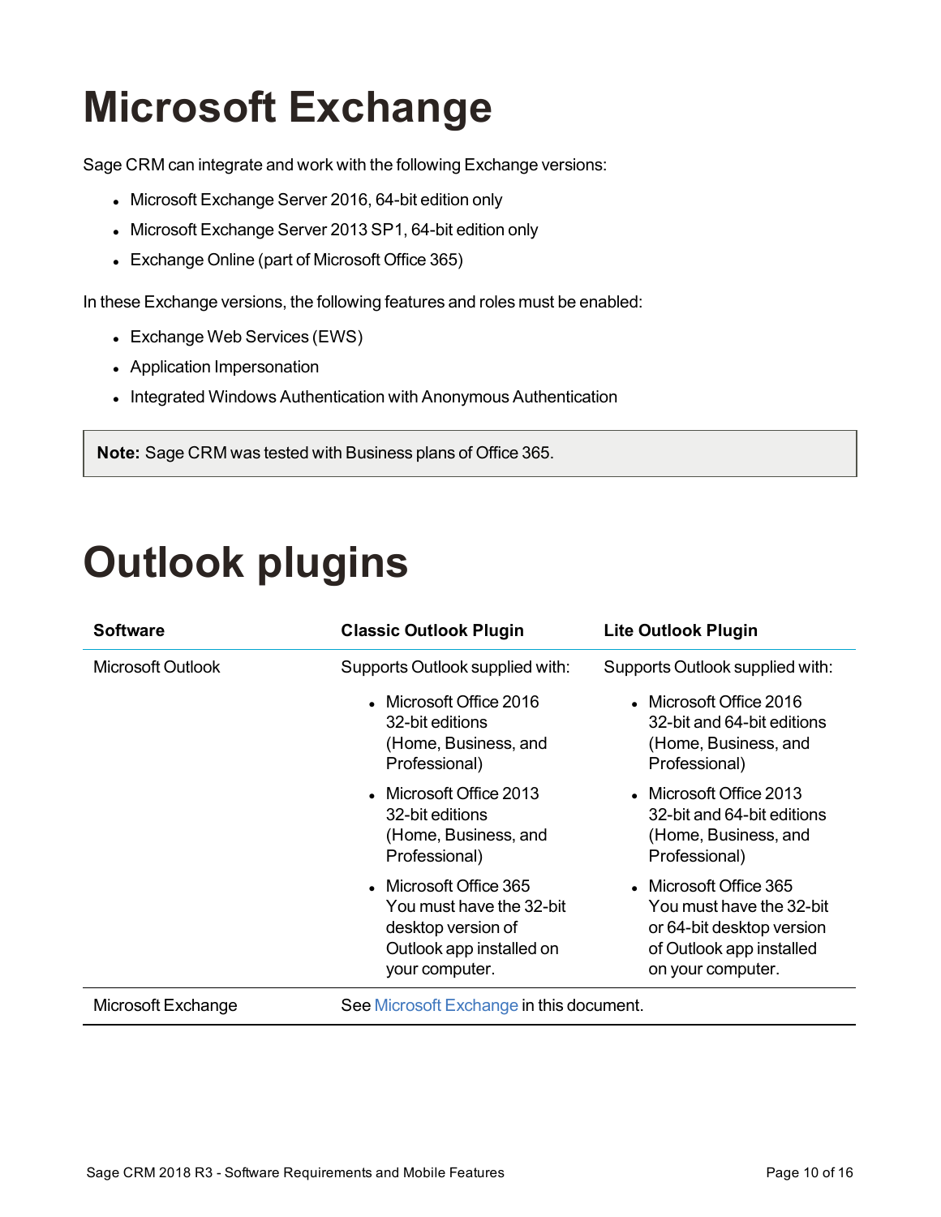# Microsoft Exchange

Sage CRM can integrate and work with the following Exchange versions:

- Microsoft Exchange Server 2016, 64-bit edition only
- Microsoft Exchange Server 2013 SP1, 64-bit edition only
- Exchange Online (part of Microsoft Office 365)

In these Exchange versions, the following features and roles must be enabled:

- Exchange Web Services (EWS)
- Application Impersonation
- Integrated Windows Authentication with Anonymous Authentication

**Note:** Sage CRM was tested with Business plans of Office 365.

# Outlook plugins

| Software | Classic Outlook Plugin | Lite Outlook Plugin |
|---|---|---|
| Microsoft Outlook | Supports Outlook supplied with:<br>• Microsoft Office 2016 32-bit editions (Home, Business, and Professional)<br>• Microsoft Office 2013 32-bit editions (Home, Business, and Professional)<br>• Microsoft Office 365 You must have the 32-bit desktop version of Outlook app installed on your computer. | Supports Outlook supplied with:<br>• Microsoft Office 2016 32-bit and 64-bit editions (Home, Business, and Professional)<br>• Microsoft Office 2013 32-bit and 64-bit editions (Home, Business, and Professional)<br>• Microsoft Office 365 You must have the 32-bit or 64-bit desktop version of Outlook app installed on your computer. |
| Microsoft Exchange | See Microsoft Exchange in this document. | |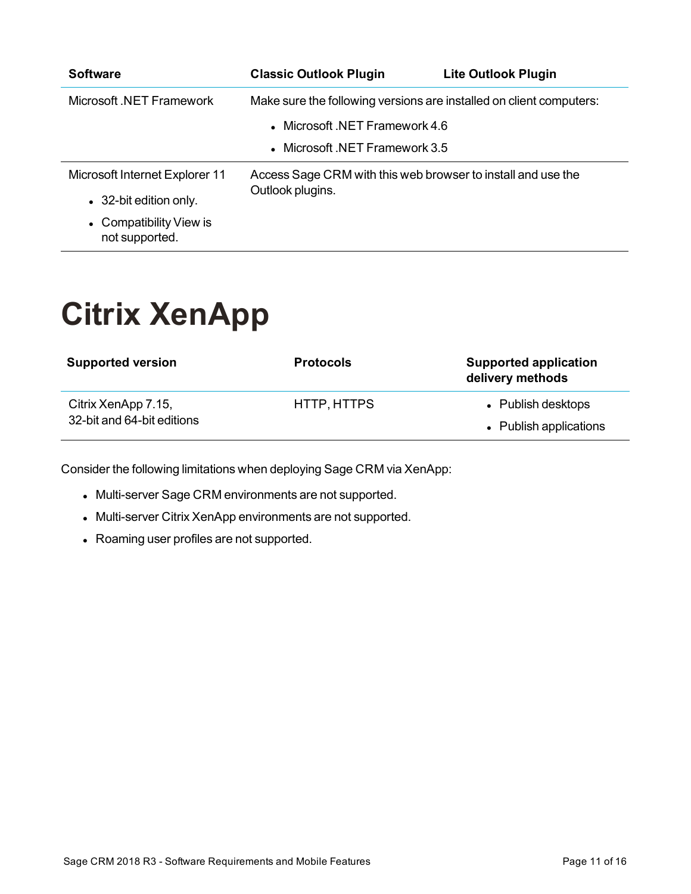| Software | Classic Outlook Plugin | Lite Outlook Plugin |
| --- | --- | --- |
| Microsoft .NET Framework | Make sure the following versions are installed on client computers:<br>• Microsoft .NET Framework 4.6<br>• Microsoft .NET Framework 3.5 | |
| Microsoft Internet Explorer 11<br>• 32-bit edition only.<br>• Compatibility View is not supported. | Access Sage CRM with this web browser to install and use the Outlook plugins. | |

# Citrix XenApp

| Supported version | Protocols | Supported application delivery methods |
| --- | --- | --- |
| Citrix XenApp 7.15,<br>32-bit and 64-bit editions | HTTP, HTTPS | • Publish desktops<br>• Publish applications |

Consider the following limitations when deploying Sage CRM via XenApp:

- Multi-server Sage CRM environments are not supported.
- Multi-server Citrix XenApp environments are not supported.
- Roaming user profiles are not supported.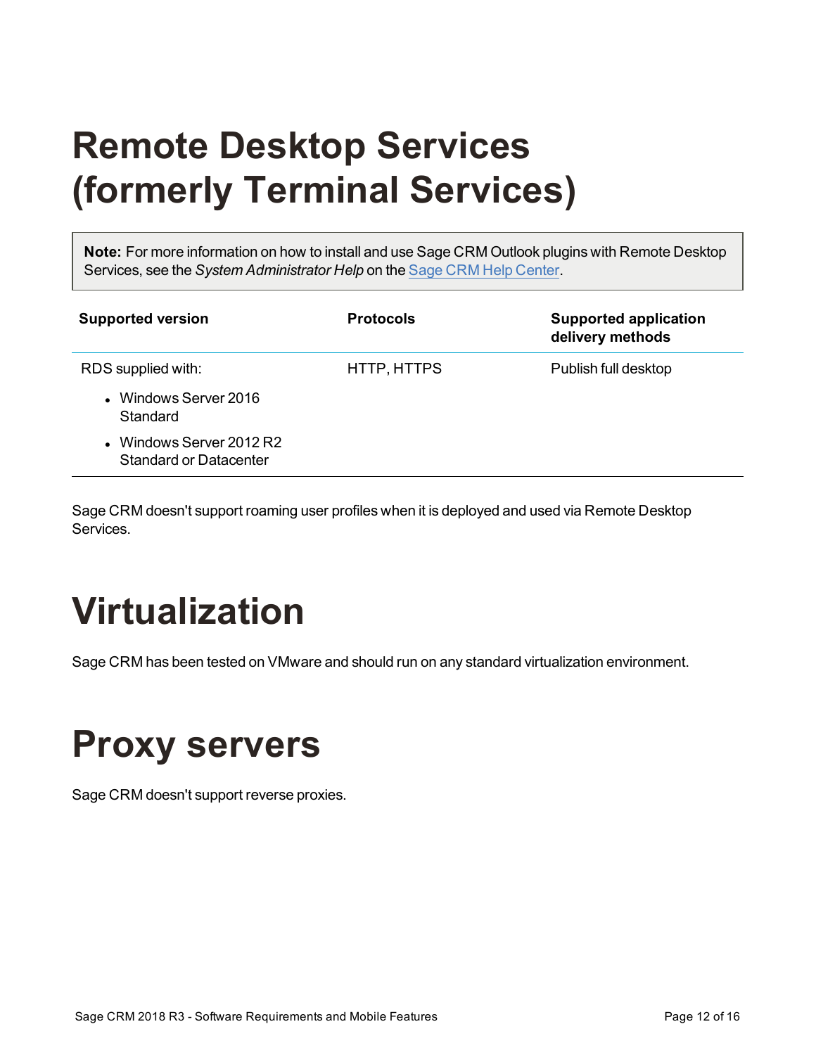# Remote Desktop Services (formerly Terminal Services)

> **Note:** For more information on how to install and use Sage CRM Outlook plugins with Remote Desktop Services, see the *System Administrator Help* on the Sage CRM Help Center.

| Supported version | Protocols | Supported application delivery methods |
|---|---|---|
| RDS supplied with:<br>• Windows Server 2016 Standard<br>• Windows Server 2012 R2 Standard or Datacenter | HTTP, HTTPS | Publish full desktop |

Sage CRM doesn't support roaming user profiles when it is deployed and used via Remote Desktop Services.

# Virtualization

Sage CRM has been tested on VMware and should run on any standard virtualization environment.

# Proxy servers

Sage CRM doesn't support reverse proxies.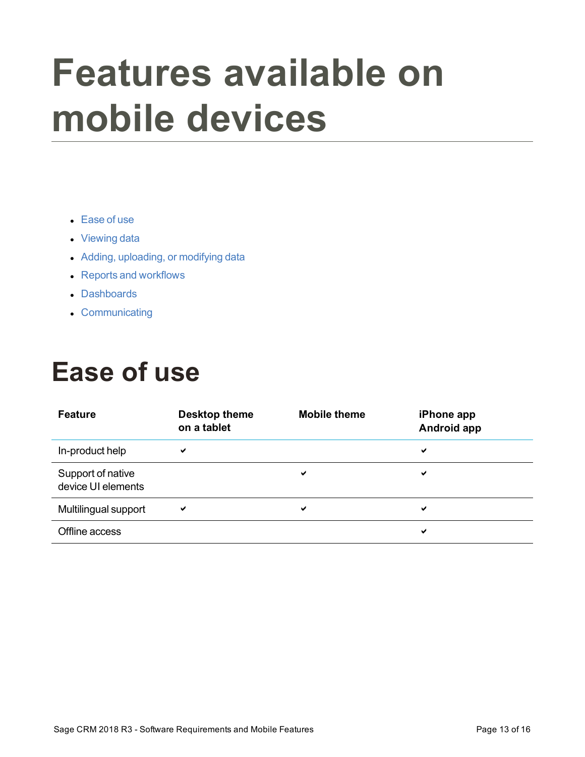# Features available on mobile devices

- Ease of use
- Viewing data
- Adding, uploading, or modifying data
- Reports and workflows
- Dashboards
- Communicating

## Ease of use

| Feature | Desktop theme on a tablet | Mobile theme | iPhone app Android app |
|---|---|---|---|
| In-product help | ✔ | | ✔ |
| Support of native device UI elements | | ✔ | ✔ |
| Multilingual support | ✔ | ✔ | ✔ |
| Offline access | | | ✔ |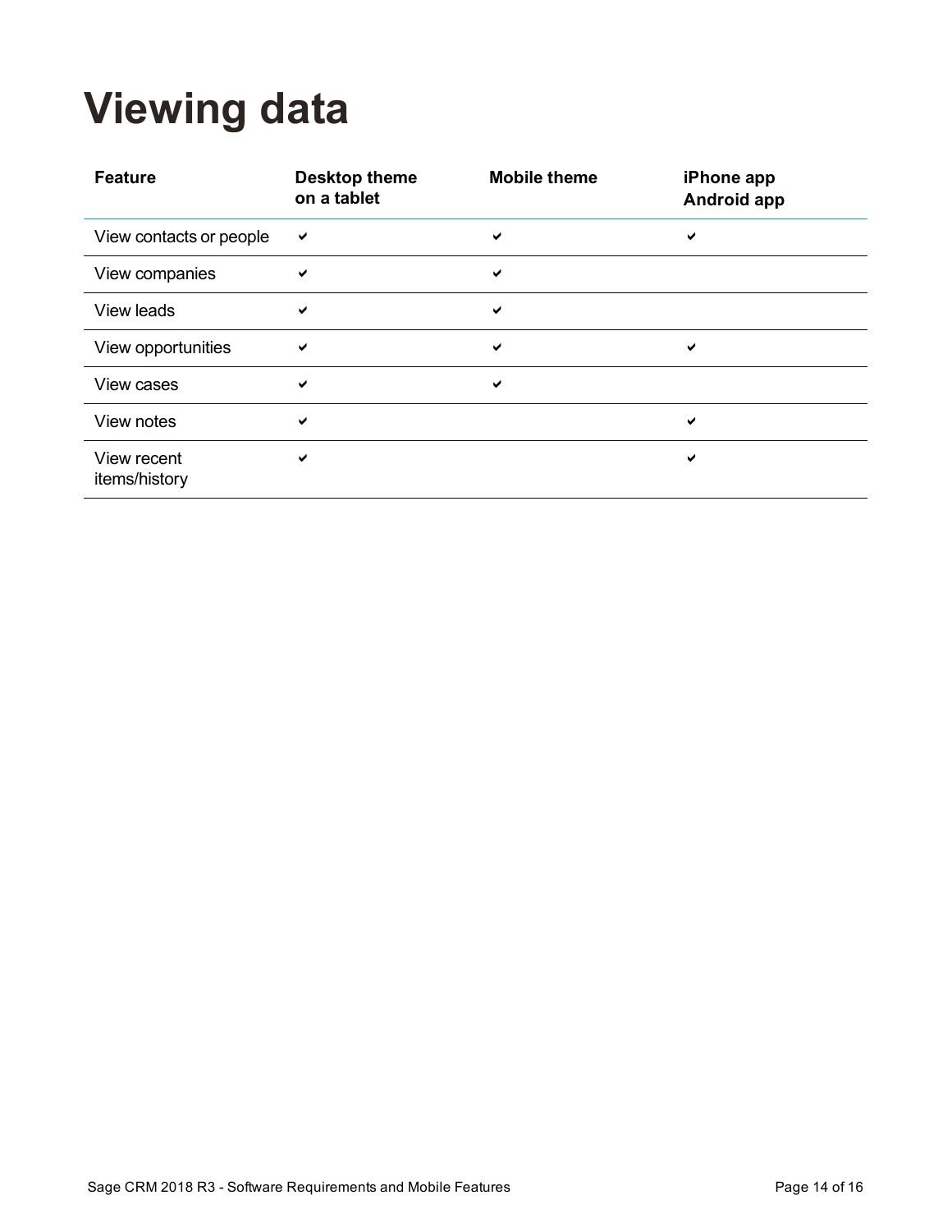# Viewing data

| Feature | Desktop theme on a tablet | Mobile theme | iPhone app Android app |
| --- | --- | --- | --- |
| View contacts or people | ✔ | ✔ | ✔ |
| View companies | ✔ | ✔ | |
| View leads | ✔ | ✔ | |
| View opportunities | ✔ | ✔ | ✔ |
| View cases | ✔ | ✔ | |
| View notes | ✔ | | ✔ |
| View recent items/history | ✔ | | ✔ |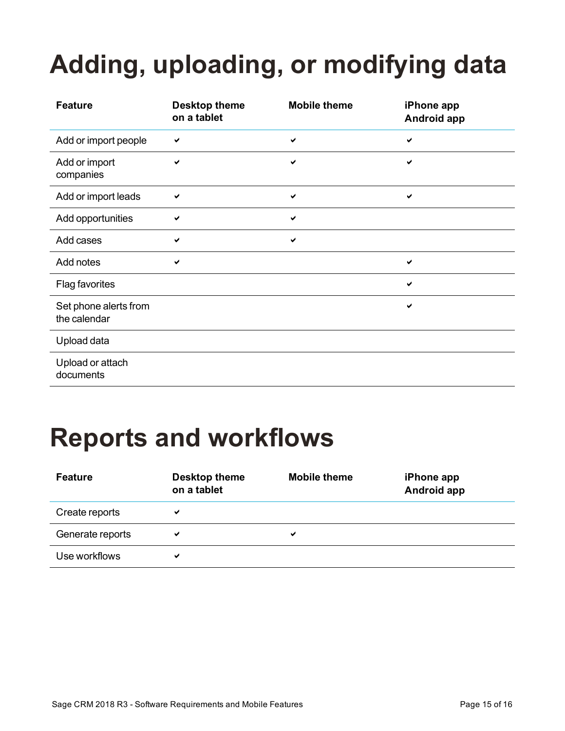# Adding, uploading, or modifying data

| Feature | Desktop theme on a tablet | Mobile theme | iPhone app Android app |
|---|---|---|---|
| Add or import people | ✔ | ✔ | ✔ |
| Add or import companies | ✔ | ✔ | ✔ |
| Add or import leads | ✔ | ✔ | ✔ |
| Add opportunities | ✔ | ✔ | |
| Add cases | ✔ | ✔ | |
| Add notes | ✔ | | ✔ |
| Flag favorites | | | ✔ |
| Set phone alerts from the calendar | | | ✔ |
| Upload data | | | |
| Upload or attach documents | | | |

# Reports and workflows

| Feature | Desktop theme on a tablet | Mobile theme | iPhone app Android app |
|---|---|---|---|
| Create reports | ✔ | | |
| Generate reports | ✔ | ✔ | |
| Use workflows | ✔ | | |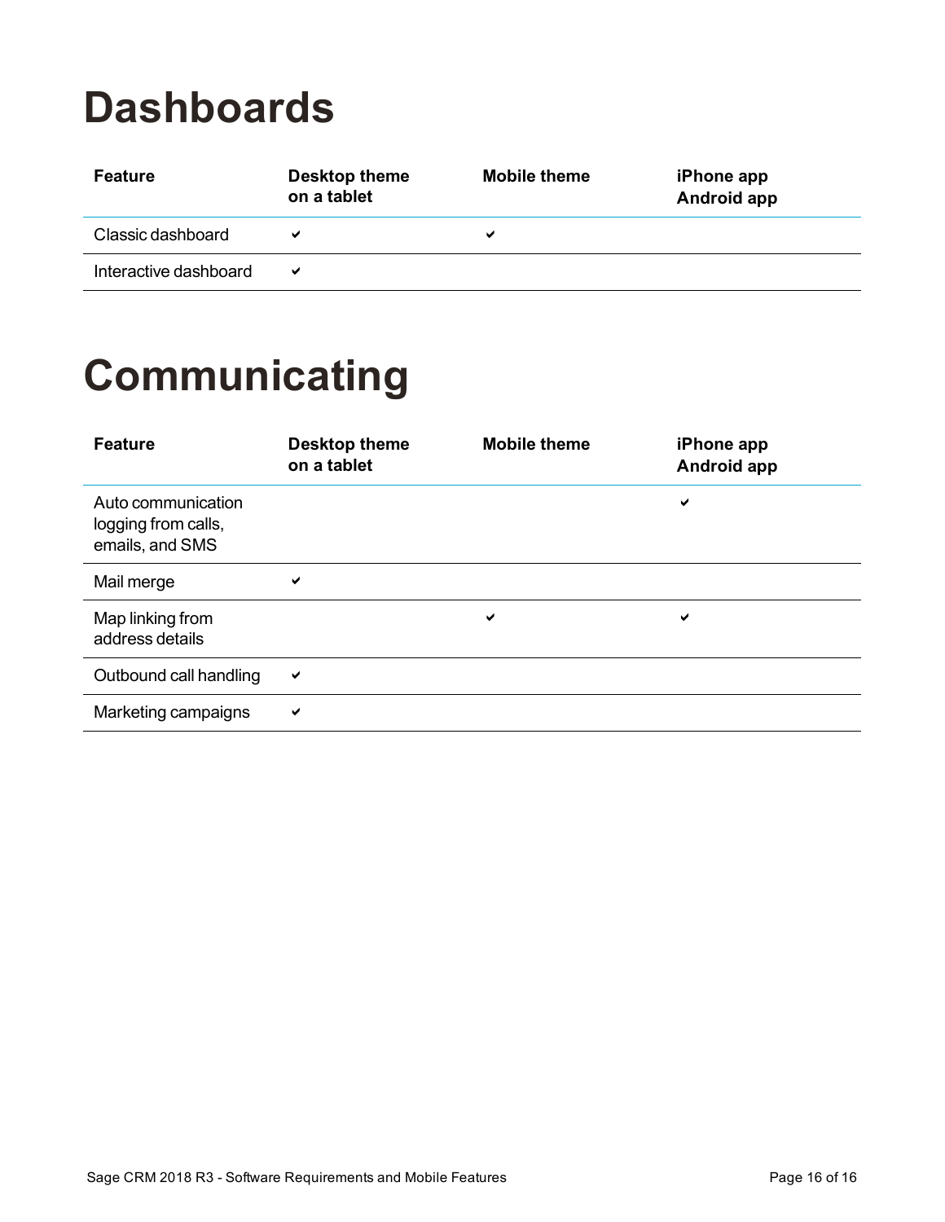# Dashboards

| Feature | Desktop theme on a tablet | Mobile theme | iPhone app Android app |
|---|---|---|---|
| Classic dashboard | ✔ | ✔ | |
| Interactive dashboard | ✔ | | |

# Communicating

| Feature | Desktop theme on a tablet | Mobile theme | iPhone app Android app |
|---|---|---|---|
| Auto communication logging from calls, emails, and SMS | | | ✔ |
| Mail merge | ✔ | | |
| Map linking from address details | | ✔ | ✔ |
| Outbound call handling | ✔ | | |
| Marketing campaigns | ✔ | | |